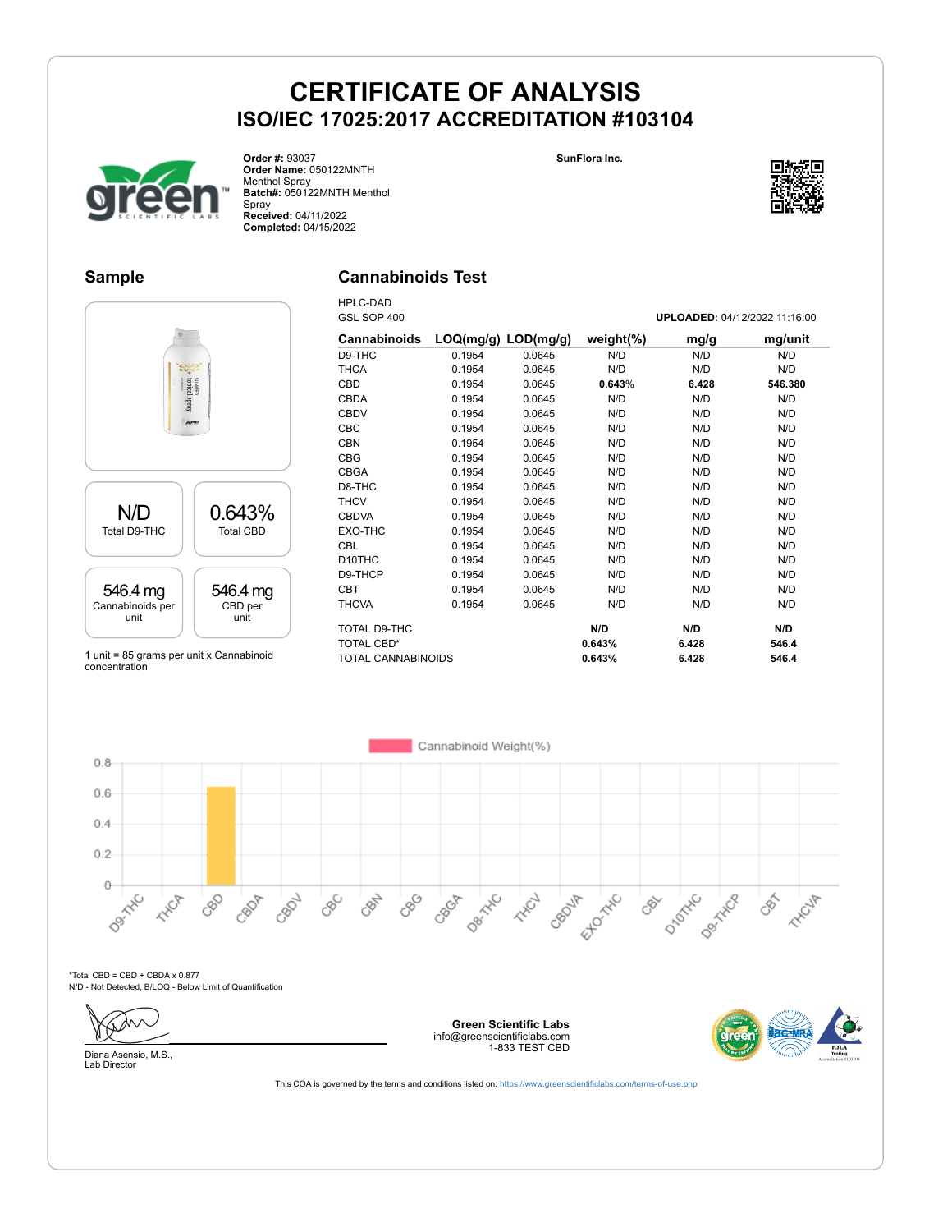# CERTIFICATE OF ANALYSIS

## ISO/IEC 17025:2017 ACCREDITATION #103104

**Order #:** 93037
**Order Name:** 050122MNTH Menthol Spray
**Batch#:** 050122MNTH Menthol Spray
**Received:** 04/11/2022
**Completed:** 04/15/2022

**SunFlora Inc.**

### Sample

| N/D | 0.643% |
|---|---|
| Total D9-THC | Total CBD |
| **546.4 mg** | **546.4 mg** |
| Cannabinoids per unit | CBD per unit |

1 unit = 85 grams per unit x Cannabinoid concentration

### Cannabinoids Test

HPLC-DAD
GSL SOP 400

**UPLOADED:** 04/12/2022 11:16:00

| Cannabinoids | LOQ(mg/g) | LOD(mg/g) | weight(%) | mg/g | mg/unit |
|---|---|---|---|---|---|
| D9-THC | 0.1954 | 0.0645 | N/D | N/D | N/D |
| THCA | 0.1954 | 0.0645 | N/D | N/D | N/D |
| CBD | 0.1954 | 0.0645 | **0.643%** | **6.428** | **546.380** |
| CBDA | 0.1954 | 0.0645 | N/D | N/D | N/D |
| CBDV | 0.1954 | 0.0645 | N/D | N/D | N/D |
| CBC | 0.1954 | 0.0645 | N/D | N/D | N/D |
| CBN | 0.1954 | 0.0645 | N/D | N/D | N/D |
| CBG | 0.1954 | 0.0645 | N/D | N/D | N/D |
| CBGA | 0.1954 | 0.0645 | N/D | N/D | N/D |
| D8-THC | 0.1954 | 0.0645 | N/D | N/D | N/D |
| THCV | 0.1954 | 0.0645 | N/D | N/D | N/D |
| CBDVA | 0.1954 | 0.0645 | N/D | N/D | N/D |
| EXO-THC | 0.1954 | 0.0645 | N/D | N/D | N/D |
| CBL | 0.1954 | 0.0645 | N/D | N/D | N/D |
| D10THC | 0.1954 | 0.0645 | N/D | N/D | N/D |
| D9-THCP | 0.1954 | 0.0645 | N/D | N/D | N/D |
| CBT | 0.1954 | 0.0645 | N/D | N/D | N/D |
| THCVA | 0.1954 | 0.0645 | N/D | N/D | N/D |
| TOTAL D9-THC | | | **N/D** | **N/D** | **N/D** |
| TOTAL CBD* | | | **0.643%** | **6.428** | **546.4** |
| TOTAL CANNABINOIDS | | | **0.643%** | **6.428** | **546.4** |

Cannabinoid Weight(%)

*Total CBD = CBD + CBDA x 0.877
N/D - Not Detected, B/LOQ - Below Limit of Quantification

Diana Asensio, M.S.,
Lab Director

**Green Scientific Labs**
info@greenscientificlabs.com
1-833 TEST CBD

This COA is governed by the terms and conditions listed on: https://www.greenscientificlabs.com/terms-of-use.php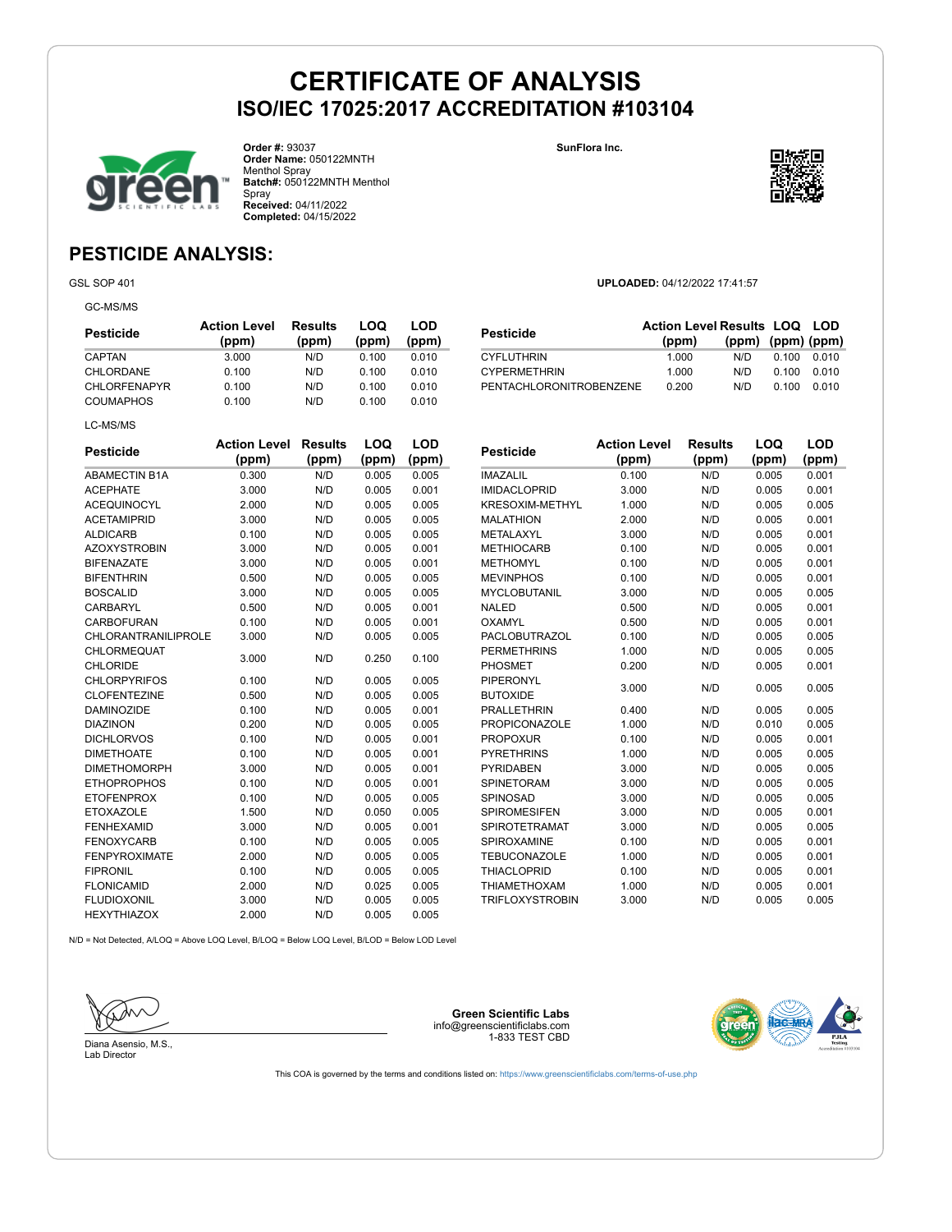# CERTIFICATE OF ANALYSIS
## ISO/IEC 17025:2017 ACCREDITATION #103104

**Order #:** 93037
**Order Name:** 050122MNTH Menthol Spray
**Batch#:** 050122MNTH Menthol Spray
**Received:** 04/11/2022
**Completed:** 04/15/2022

SunFlora Inc.

## PESTICIDE ANALYSIS:

GSL SOP 401

**UPLOADED:** 04/12/2022 17:41:57

GC-MS/MS

| Pesticide | Action Level (ppm) | Results (ppm) | LOQ (ppm) | LOD (ppm) |
|---|---|---|---|---|
| CAPTAN | 3.000 | N/D | 0.100 | 0.010 |
| CHLORDANE | 0.100 | N/D | 0.100 | 0.010 |
| CHLORFENAPYR | 0.100 | N/D | 0.100 | 0.010 |
| COUMAPHOS | 0.100 | N/D | 0.100 | 0.010 |
| CYFLUTHRIN | 1.000 | N/D | 0.100 | 0.010 |
| CYPERMETHRIN | 1.000 | N/D | 0.100 | 0.010 |
| PENTACHLORONITROBENZENE | 0.200 | N/D | 0.100 | 0.010 |

LC-MS/MS

| Pesticide | Action Level (ppm) | Results (ppm) | LOQ (ppm) | LOD (ppm) |
|---|---|---|---|---|
| ABAMECTIN B1A | 0.300 | N/D | 0.005 | 0.005 |
| ACEPHATE | 3.000 | N/D | 0.005 | 0.001 |
| ACEQUINOCYL | 2.000 | N/D | 0.005 | 0.005 |
| ACETAMIPRID | 3.000 | N/D | 0.005 | 0.005 |
| ALDICARB | 0.100 | N/D | 0.005 | 0.005 |
| AZOXYSTROBIN | 3.000 | N/D | 0.005 | 0.001 |
| BIFENAZATE | 3.000 | N/D | 0.005 | 0.001 |
| BIFENTHRIN | 0.500 | N/D | 0.005 | 0.005 |
| BOSCALID | 3.000 | N/D | 0.005 | 0.005 |
| CARBARYL | 0.500 | N/D | 0.005 | 0.001 |
| CARBOFURAN | 0.100 | N/D | 0.005 | 0.001 |
| CHLORANTRANILIPROLE | 3.000 | N/D | 0.005 | 0.005 |
| CHLORMEQUAT CHLORIDE | 3.000 | N/D | 0.250 | 0.100 |
| CHLORPYRIFOS | 0.100 | N/D | 0.005 | 0.005 |
| CLOFENTEZINE | 0.500 | N/D | 0.005 | 0.005 |
| DAMINOZIDE | 0.100 | N/D | 0.005 | 0.001 |
| DIAZINON | 0.200 | N/D | 0.005 | 0.005 |
| DICHLORVOS | 0.100 | N/D | 0.005 | 0.001 |
| DIMETHOATE | 0.100 | N/D | 0.005 | 0.001 |
| DIMETHOMORPH | 3.000 | N/D | 0.005 | 0.001 |
| ETHOPROPHOS | 0.100 | N/D | 0.005 | 0.001 |
| ETOFENPROX | 0.100 | N/D | 0.005 | 0.005 |
| ETOXAZOLE | 1.500 | N/D | 0.050 | 0.005 |
| FENHEXAMID | 3.000 | N/D | 0.005 | 0.001 |
| FENOXYCARB | 0.100 | N/D | 0.005 | 0.005 |
| FENPYROXIMATE | 2.000 | N/D | 0.005 | 0.005 |
| FIPRONIL | 0.100 | N/D | 0.005 | 0.005 |
| FLONICAMID | 2.000 | N/D | 0.025 | 0.005 |
| FLUDIOXONIL | 3.000 | N/D | 0.005 | 0.005 |
| HEXYTHIAZOX | 2.000 | N/D | 0.005 | 0.005 |
| IMAZALIL | 0.100 | N/D | 0.005 | 0.001 |
| IMIDACLOPRID | 3.000 | N/D | 0.005 | 0.001 |
| KRESOXIM-METHYL | 1.000 | N/D | 0.005 | 0.005 |
| MALATHION | 2.000 | N/D | 0.005 | 0.001 |
| METALAXYL | 3.000 | N/D | 0.005 | 0.001 |
| METHIOCARB | 0.100 | N/D | 0.005 | 0.001 |
| METHOMYL | 0.100 | N/D | 0.005 | 0.001 |
| MEVINPHOS | 0.100 | N/D | 0.005 | 0.001 |
| MYCLOBUTANIL | 3.000 | N/D | 0.005 | 0.005 |
| NALED | 0.500 | N/D | 0.005 | 0.001 |
| OXAMYL | 0.500 | N/D | 0.005 | 0.001 |
| PACLOBUTRAZOL | 0.100 | N/D | 0.005 | 0.005 |
| PERMETHRINS | 1.000 | N/D | 0.005 | 0.005 |
| PHOSMET | 0.200 | N/D | 0.005 | 0.001 |
| PIPERONYL BUTOXIDE | 3.000 | N/D | 0.005 | 0.005 |
| PRALLETHRIN | 0.400 | N/D | 0.005 | 0.005 |
| PROPICONAZOLE | 1.000 | N/D | 0.010 | 0.005 |
| PROPOXUR | 0.100 | N/D | 0.005 | 0.001 |
| PYRETHRINS | 1.000 | N/D | 0.005 | 0.005 |
| PYRIDABEN | 3.000 | N/D | 0.005 | 0.005 |
| SPINETORAM | 3.000 | N/D | 0.005 | 0.005 |
| SPINOSAD | 3.000 | N/D | 0.005 | 0.005 |
| SPIROMESIFEN | 3.000 | N/D | 0.005 | 0.001 |
| SPIROTETRAMAT | 3.000 | N/D | 0.005 | 0.005 |
| SPIROXAMINE | 0.100 | N/D | 0.005 | 0.001 |
| TEBUCONAZOLE | 1.000 | N/D | 0.005 | 0.001 |
| THIACLOPRID | 0.100 | N/D | 0.005 | 0.001 |
| THIAMETHOXAM | 1.000 | N/D | 0.005 | 0.001 |
| TRIFLOXYSTROBIN | 3.000 | N/D | 0.005 | 0.005 |

N/D = Not Detected, A/LOQ = Above LOQ Level, B/LOQ = Below LOQ Level, B/LOD = Below LOD Level

Diana Asensio, M.S.,
Lab Director

**Green Scientific Labs**
info@greenscientificlabs.com
1-833 TEST CBD

This COA is governed by the terms and conditions listed on: https://www.greenscientificlabs.com/terms-of-use.php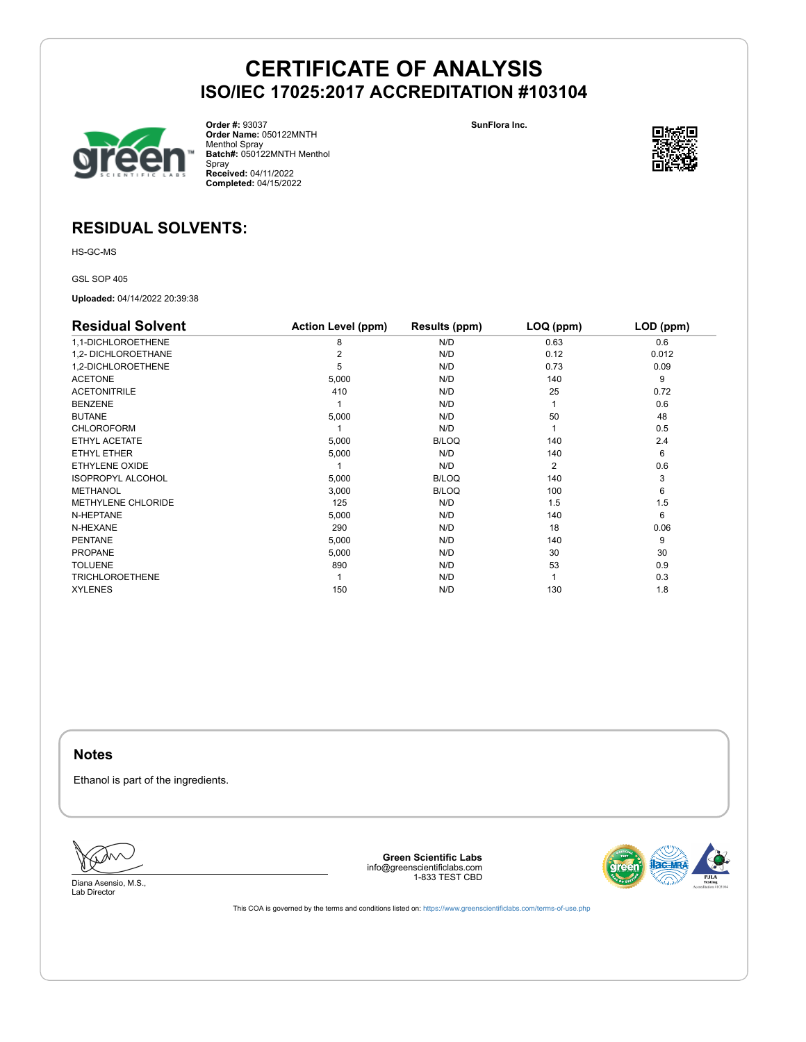# CERTIFICATE OF ANALYSIS

## ISO/IEC 17025:2017 ACCREDITATION #103104

**Order #:** 93037
**Order Name:** 050122MNTH Menthol Spray
**Batch#:** 050122MNTH Menthol Spray
**Received:** 04/11/2022
**Completed:** 04/15/2022

SunFlora Inc.

## RESIDUAL SOLVENTS:

HS-GC-MS

GSL SOP 405

**Uploaded:** 04/14/2022 20:39:38

| Residual Solvent | Action Level (ppm) | Results (ppm) | LOQ (ppm) | LOD (ppm) |
|---|---|---|---|---|
| 1,1-DICHLOROETHENE | 8 | N/D | 0.63 | 0.6 |
| 1,2- DICHLOROETHANE | 2 | N/D | 0.12 | 0.012 |
| 1,2-DICHLOROETHENE | 5 | N/D | 0.73 | 0.09 |
| ACETONE | 5,000 | N/D | 140 | 9 |
| ACETONITRILE | 410 | N/D | 25 | 0.72 |
| BENZENE | 1 | N/D | 1 | 0.6 |
| BUTANE | 5,000 | N/D | 50 | 48 |
| CHLOROFORM | 1 | N/D | 1 | 0.5 |
| ETHYL ACETATE | 5,000 | B/LOQ | 140 | 2.4 |
| ETHYL ETHER | 5,000 | N/D | 140 | 6 |
| ETHYLENE OXIDE | 1 | N/D | 2 | 0.6 |
| ISOPROPYL ALCOHOL | 5,000 | B/LOQ | 140 | 3 |
| METHANOL | 3,000 | B/LOQ | 100 | 6 |
| METHYLENE CHLORIDE | 125 | N/D | 1.5 | 1.5 |
| N-HEPTANE | 5,000 | N/D | 140 | 6 |
| N-HEXANE | 290 | N/D | 18 | 0.06 |
| PENTANE | 5,000 | N/D | 140 | 9 |
| PROPANE | 5,000 | N/D | 30 | 30 |
| TOLUENE | 890 | N/D | 53 | 0.9 |
| TRICHLOROETHENE | 1 | N/D | 1 | 0.3 |
| XYLENES | 150 | N/D | 130 | 1.8 |

### Notes

Ethanol is part of the ingredients.

Diana Asensio, M.S.,
Lab Director

**Green Scientific Labs**
info@greenscientificlabs.com
1-833 TEST CBD

This COA is governed by the terms and conditions listed on: https://www.greenscientificlabs.com/terms-of-use.php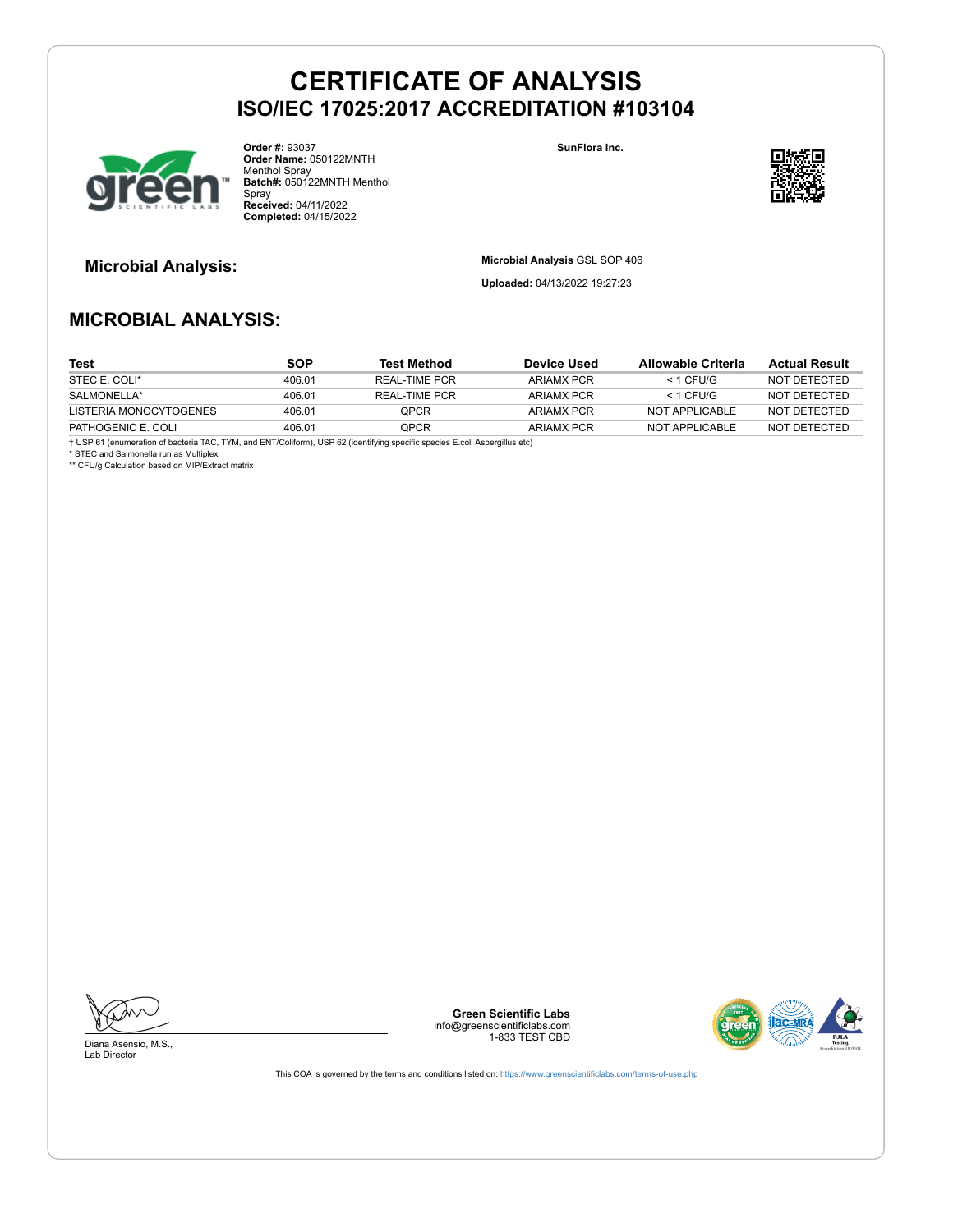# CERTIFICATE OF ANALYSIS
## ISO/IEC 17025:2017 ACCREDITATION #103104

**Order #:** 93037
**Order Name:** 050122MNTH Menthol Spray
**Batch#:** 050122MNTH Menthol Spray
**Received:** 04/11/2022
**Completed:** 04/15/2022

**SunFlora Inc.**

### Microbial Analysis:

**Microbial Analysis** GSL SOP 406

**Uploaded:** 04/13/2022 19:27:23

## MICROBIAL ANALYSIS:

| Test | SOP | Test Method | Device Used | Allowable Criteria | Actual Result |
|---|---|---|---|---|---|
| STEC E. COLI* | 406.01 | REAL-TIME PCR | ARIAMX PCR | < 1 CFU/G | NOT DETECTED |
| SALMONELLA* | 406.01 | REAL-TIME PCR | ARIAMX PCR | < 1 CFU/G | NOT DETECTED |
| LISTERIA MONOCYTOGENES | 406.01 | QPCR | ARIAMX PCR | NOT APPLICABLE | NOT DETECTED |
| PATHOGENIC E. COLI | 406.01 | QPCR | ARIAMX PCR | NOT APPLICABLE | NOT DETECTED |

† USP 61 (enumeration of bacteria TAC, TYM, and ENT/Coliform), USP 62 (identifying specific species E.coli Aspergillus etc)
* STEC and Salmonella run as Multiplex
** CFU/g Calculation based on MIP/Extract matrix

Diana Asensio, M.S.,
Lab Director

**Green Scientific Labs**
info@greenscientificlabs.com
1-833 TEST CBD

This COA is governed by the terms and conditions listed on: https://www.greenscientificlabs.com/terms-of-use.php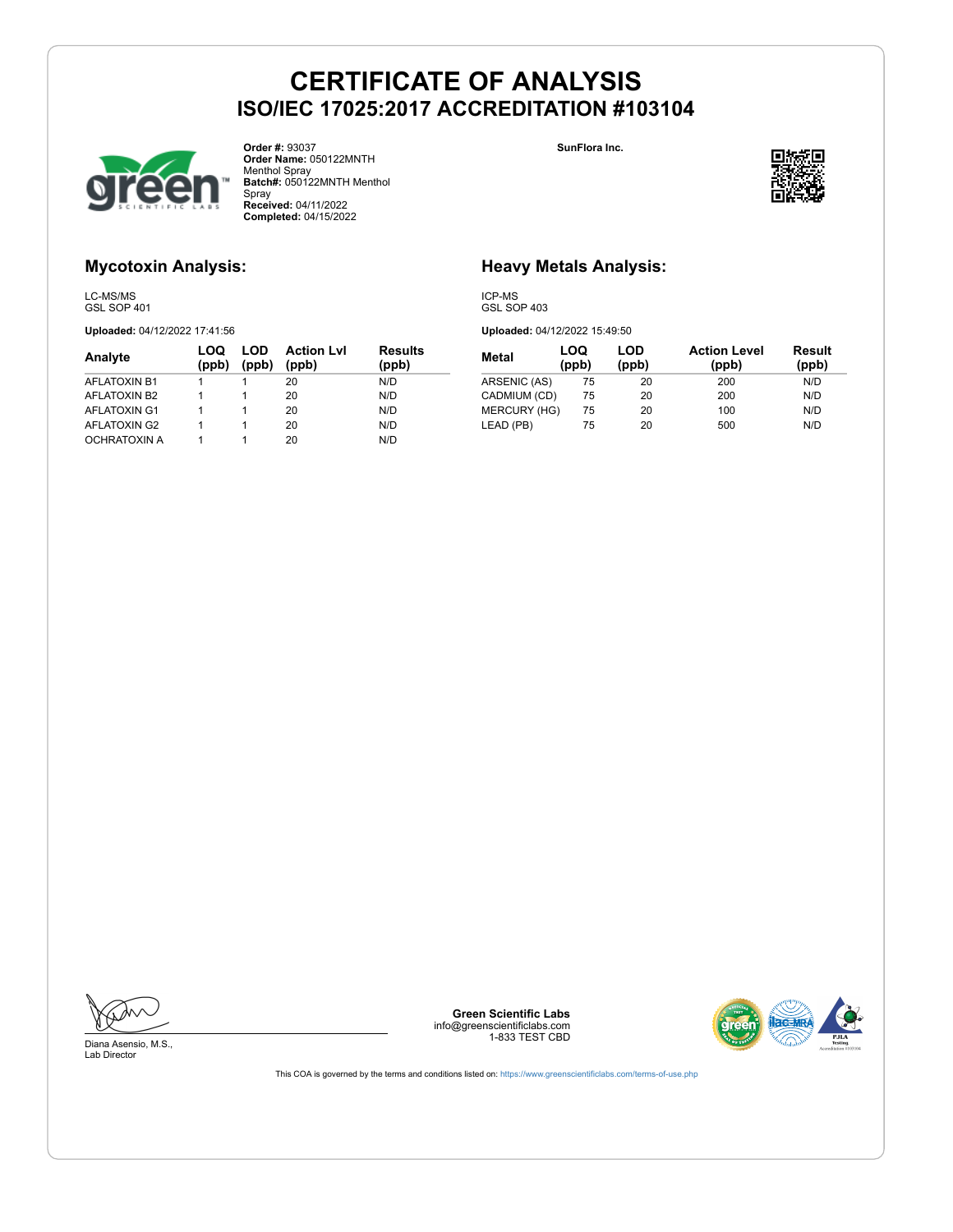# CERTIFICATE OF ANALYSIS

## ISO/IEC 17025:2017 ACCREDITATION #103104

**Order #:** 93037
**Order Name:** 050122MNTH Menthol Spray
**Batch#:** 050122MNTH Menthol Spray
**Received:** 04/11/2022
**Completed:** 04/15/2022

**SunFlora Inc.**

## Mycotoxin Analysis:

LC-MS/MS
GSL SOP 401

**Uploaded:** 04/12/2022 17:41:56

| Analyte | LOQ (ppb) | LOD (ppb) | Action Lvl (ppb) | Results (ppb) |
|---|---|---|---|---|
| AFLATOXIN B1 | 1 | 1 | 20 | N/D |
| AFLATOXIN B2 | 1 | 1 | 20 | N/D |
| AFLATOXIN G1 | 1 | 1 | 20 | N/D |
| AFLATOXIN G2 | 1 | 1 | 20 | N/D |
| OCHRATOXIN A | 1 | 1 | 20 | N/D |

## Heavy Metals Analysis:

ICP-MS
GSL SOP 403

**Uploaded:** 04/12/2022 15:49:50

| Metal | LOQ (ppb) | LOD (ppb) | Action Level (ppb) | Result (ppb) |
|---|---|---|---|---|
| ARSENIC (AS) | 75 | 20 | 200 | N/D |
| CADMIUM (CD) | 75 | 20 | 200 | N/D |
| MERCURY (HG) | 75 | 20 | 100 | N/D |
| LEAD (PB) | 75 | 20 | 500 | N/D |

Diana Asensio, M.S.,
Lab Director

**Green Scientific Labs**
info@greenscientificlabs.com
1-833 TEST CBD

This COA is governed by the terms and conditions listed on: https://www.greenscientificlabs.com/terms-of-use.php